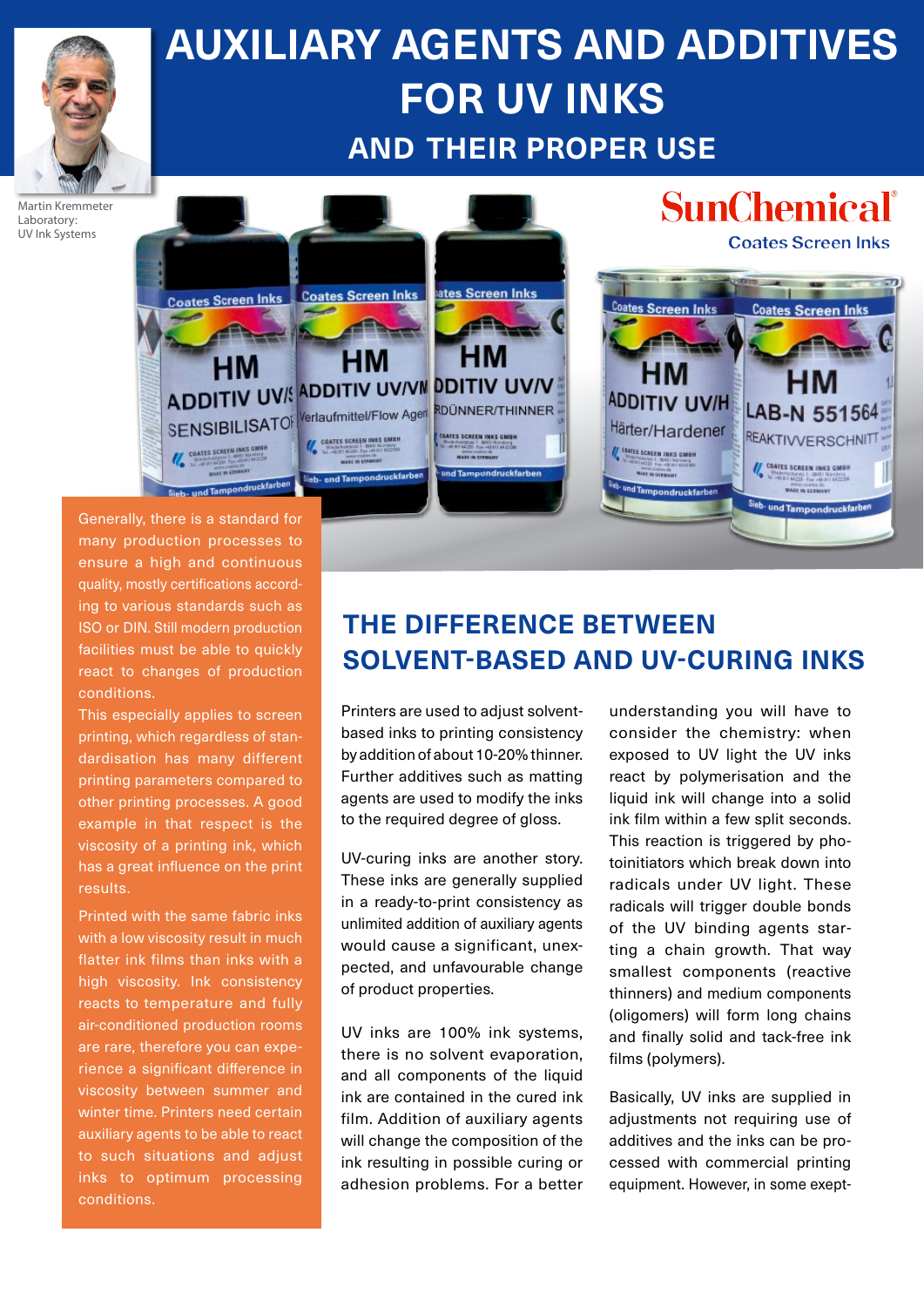# AUXILIARY AGENTS AND ADDITIVES FOR UV INKS

## AND THEIR PROPER USE

Martin Kremmeter
Laboratory:
UV Ink Systems

Generally, there is a standard for many production processes to ensure a high and continuous quality, mostly certifications according to various standards such as ISO or DIN. Still modern production facilities must be able to quickly react to changes of production conditions.

This especially applies to screen printing, which regardless of standardisation has many different printing parameters compared to other printing processes. A good example in that respect is the viscosity of a printing ink, which has a great influence on the print results.

Printed with the same fabric inks with a low viscosity result in much flatter ink films than inks with a high viscosity. Ink consistency reacts to temperature and fully air-conditioned production rooms are rare, therefore you can experience a significant difference in viscosity between summer and winter time. Printers need certain auxiliary agents to be able to react to such situations and adjust inks to optimum processing conditions.

## THE DIFFERENCE BETWEEN SOLVENT-BASED AND UV-CURING INKS

Printers are used to adjust solvent-based inks to printing consistency by addition of about 10-20% thinner. Further additives such as matting agents are used to modify the inks to the required degree of gloss.

UV-curing inks are another story. These inks are generally supplied in a ready-to-print consistency as unlimited addition of auxiliary agents would cause a significant, unexpected, and unfavourable change of product properties.

UV inks are 100% ink systems, there is no solvent evaporation, and all components of the liquid ink are contained in the cured ink film. Addition of auxiliary agents will change the composition of the ink resulting in possible curing or adhesion problems. For a better understanding you will have to consider the chemistry: when exposed to UV light the UV inks react by polymerisation and the liquid ink will change into a solid ink film within a few split seconds. This reaction is triggered by photoinitiators which break down into radicals under UV light. These radicals will trigger double bonds of the UV binding agents starting a chain growth. That way smallest components (reactive thinners) and medium components (oligomers) will form long chains and finally solid and tack-free ink films (polymers).

Basically, UV inks are supplied in adjustments not requiring use of additives and the inks can be processed with commercial printing equipment. However, in some exept-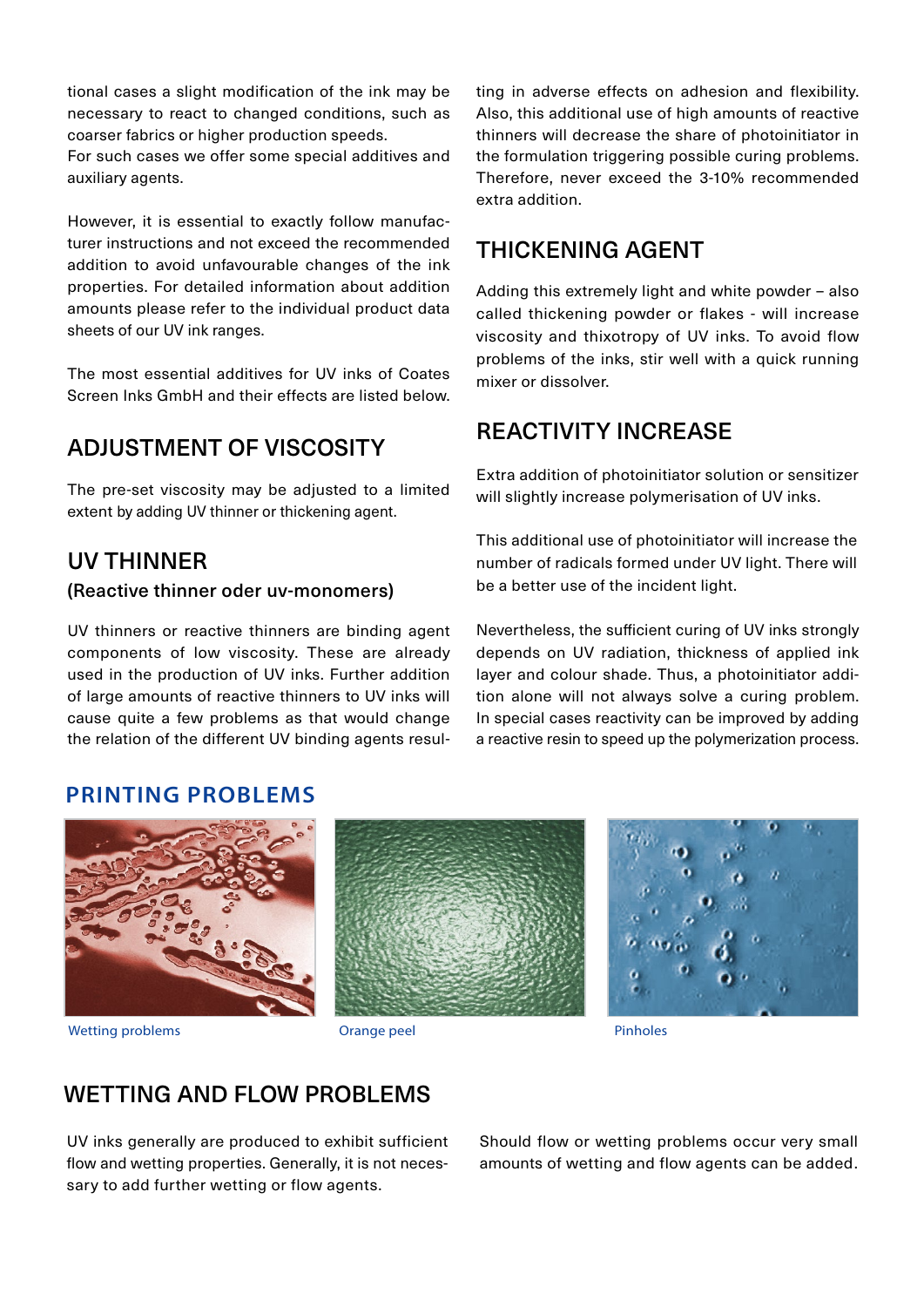tional cases a slight modification of the ink may be necessary to react to changed conditions, such as coarser fabrics or higher production speeds.
For such cases we offer some special additives and auxiliary agents.

However, it is essential to exactly follow manufacturer instructions and not exceed the recommended addition to avoid unfavourable changes of the ink properties. For detailed information about addition amounts please refer to the individual product data sheets of our UV ink ranges.

The most essential additives for UV inks of Coates Screen Inks GmbH and their effects are listed below.

## ADJUSTMENT OF VISCOSITY

The pre-set viscosity may be adjusted to a limited extent by adding UV thinner or thickening agent.

## UV THINNER

### (Reactive thinner oder uv-monomers)

UV thinners or reactive thinners are binding agent components of low viscosity. These are already used in the production of UV inks. Further addition of large amounts of reactive thinners to UV inks will cause quite a few problems as that would change the relation of the different UV binding agents resulting in adverse effects on adhesion and flexibility. Also, this additional use of high amounts of reactive thinners will decrease the share of photoinitiator in the formulation triggering possible curing problems. Therefore, never exceed the 3-10% recommended extra addition.

## THICKENING AGENT

Adding this extremely light and white powder – also called thickening powder or flakes - will increase viscosity and thixotropy of UV inks. To avoid flow problems of the inks, stir well with a quick running mixer or dissolver.

## REACTIVITY INCREASE

Extra addition of photoinitiator solution or sensitizer will slightly increase polymerisation of UV inks.

This additional use of photoinitiator will increase the number of radicals formed under UV light. There will be a better use of the incident light.

Nevertheless, the sufficient curing of UV inks strongly depends on UV radiation, thickness of applied ink layer and colour shade. Thus, a photoinitiator addition alone will not always solve a curing problem. In special cases reactivity can be improved by adding a reactive resin to speed up the polymerization process.

## PRINTING PROBLEMS

Wetting problems

Orange peel

Pinholes

## WETTING AND FLOW PROBLEMS

UV inks generally are produced to exhibit sufficient flow and wetting properties. Generally, it is not necessary to add further wetting or flow agents.

Should flow or wetting problems occur very small amounts of wetting and flow agents can be added.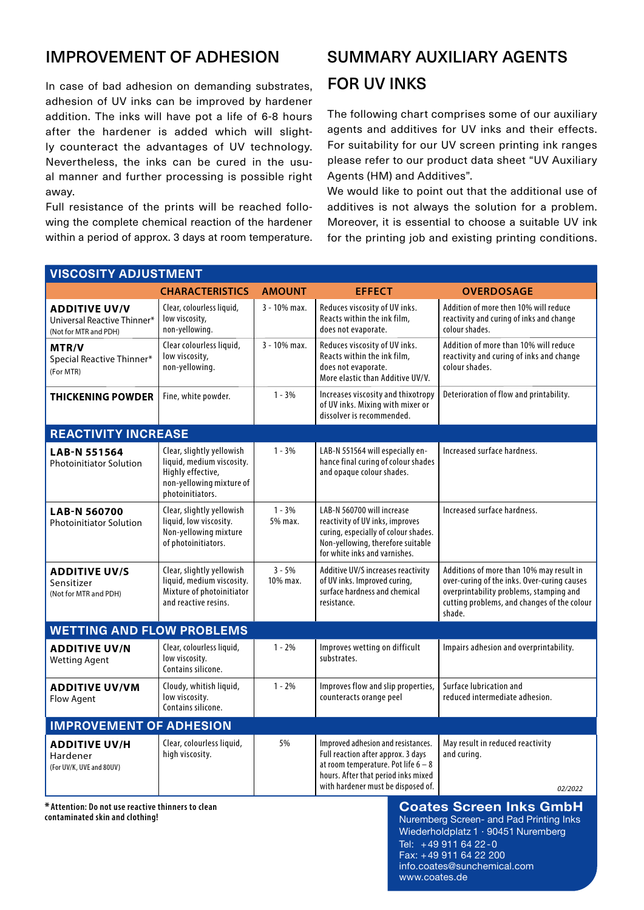## IMPROVEMENT OF ADHESION

In case of bad adhesion on demanding substrates, adhesion of UV inks can be improved by hardener addition. The inks will have pot a life of 6-8 hours after the hardener is added which will slightly counteract the advantages of UV technology. Nevertheless, the inks can be cured in the usual manner and further processing is possible right away.

Full resistance of the prints will be reached following the complete chemical reaction of the hardener within a period of approx. 3 days at room temperature.

## SUMMARY AUXILIARY AGENTS FOR UV INKS

The following chart comprises some of our auxiliary agents and additives for UV inks and their effects. For suitability for our UV screen printing ink ranges please refer to our product data sheet "UV Auxiliary Agents (HM) and Additives".

We would like to point out that the additional use of additives is not always the solution for a problem. Moreover, it is essential to choose a suitable UV ink for the printing job and existing printing conditions.

| | CHARACTERISTICS | AMOUNT | EFFECT | OVERDOSAGE |
|---|---|---|---|---|
| **VISCOSITY ADJUSTMENT** | | | | |
| **ADDITIVE UV/V** Universal Reactive Thinner* (Not for MTR and PDH) | Clear, colourless liquid, low viscosity, non-yellowing. | 3 - 10% max. | Reduces viscosity of UV inks. Reacts within the ink film, does not evaporate. | Addition of more then 10% will reduce reactivity and curing of inks and change colour shades. |
| **MTR/V** Special Reactive Thinner* (For MTR) | Clear colourless liquid, low viscosity, non-yellowing. | 3 - 10% max. | Reduces viscosity of UV inks. Reacts within the ink film, does not evaporate. More elastic than Additive UV/V. | Addition of more than 10% will reduce reactivity and curing of inks and change colour shades. |
| **THICKENING POWDER** | Fine, white powder. | 1 - 3% | Increases viscosity and thixotropy of UV inks. Mixing with mixer or dissolver is recommended. | Deterioration of flow and printability. |
| **REACTIVITY INCREASE** | | | | |
| **LAB-N 551564** Photoinitiator Solution | Clear, slightly yellowish liquid, medium viscosity. Highly effective, non-yellowing mixture of photoinitiators. | 1 - 3% | LAB-N 551564 will especially enhance final curing of colour shades and opaque colour shades. | Increased surface hardness. |
| **LAB-N 560700** Photoinitiator Solution | Clear, slightly yellowish liquid, low viscosity. Non-yellowing mixture of photoinitiators. | 1 - 3% 5% max. | LAB-N 560700 will increase reactivity of UV inks, improves curing, especially of colour shades. Non-yellowing, therefore suitable for white inks and varnishes. | Increased surface hardness. |
| **ADDITIVE UV/S** Sensitizer (Not for MTR and PDH) | Clear, slightly yellowish liquid, medium viscosity. Mixture of photoinitiator and reactive resins. | 3 - 5% 10% max. | Additive UV/S increases reactivity of UV inks. Improved curing, surface hardness and chemical resistance. | Additions of more than 10% may result in over-curing of the inks. Over-curing causes overprintability problems, stamping and cutting problems, and changes of the colour shade. |
| **WETTING AND FLOW PROBLEMS** | | | | |
| **ADDITIVE UV/N** Wetting Agent | Clear, colourless liquid, low viscosity. Contains silicone. | 1 - 2% | Improves wetting on difficult substrates. | Impairs adhesion and overprintability. |
| **ADDITIVE UV/VM** Flow Agent | Cloudy, whitish liquid, low viscosity. Contains silicone. | 1 - 2% | Improves flow and slip properties, counteracts orange peel | Surface lubrication and reduced intermediate adhesion. |
| **IMPROVEMENT OF ADHESION** | | | | |
| **ADDITIVE UV/H** Hardener (For UV/K, UVE and 80UV) | Clear, colourless liquid, high viscosity. | 5% | Improved adhesion and resistances. Full reaction after approx. 3 days at room temperature. Pot life 6 – 8 hours. After that period inks mixed with hardener must be disposed of. | May result in reduced reactivity and curing. |

*02/2022*

**\* Attention: Do not use reactive thinners to clean contaminated skin and clothing!**

**Coates Screen Inks GmbH**
Nuremberg Screen- and Pad Printing Inks
Wiederholdplatz 1 · 90451 Nuremberg
Tel: +49 911 64 22-0
Fax: +49 911 64 22 200
info.coates@sunchemical.com
www.coates.de